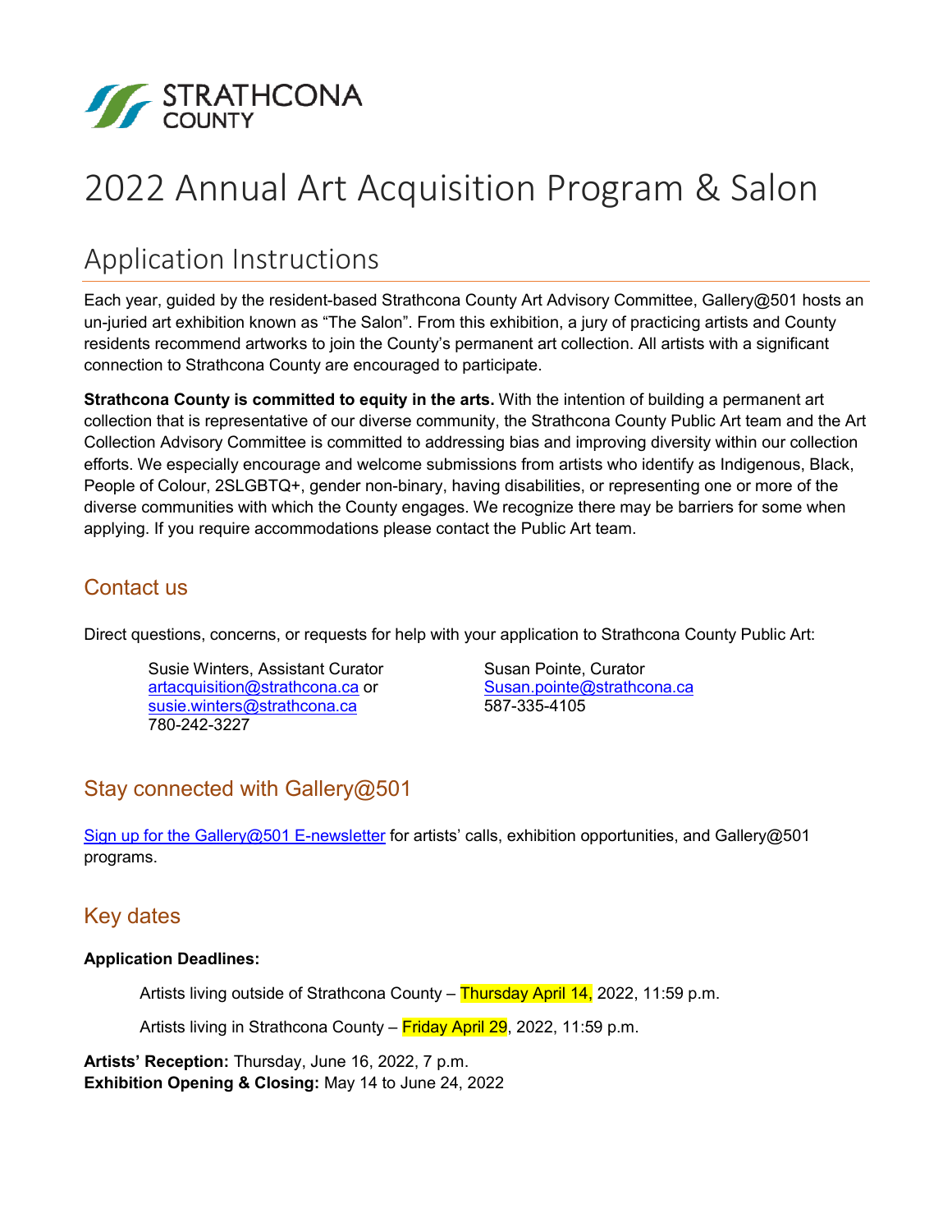STRATHCONA COUNTY

# 2022 Annual Art Acquisition Program & Salon

## Application Instructions

Each year, guided by the resident-based Strathcona County Art Advisory Committee, Gallery@501 hosts an un-juried art exhibition known as "The Salon". From this exhibition, a jury of practicing artists and County residents recommend artworks to join the County's permanent art collection. All artists with a significant connection to Strathcona County are encouraged to participate.

**Strathcona County is committed to equity in the arts.** With the intention of building a permanent art collection that is representative of our diverse community, the Strathcona County Public Art team and the Art Collection Advisory Committee is committed to addressing bias and improving diversity within our collection efforts. We especially encourage and welcome submissions from artists who identify as Indigenous, Black, People of Colour, 2SLGBTQ+, gender non-binary, having disabilities, or representing one or more of the diverse communities with which the County engages. We recognize there may be barriers for some when applying. If you require accommodations please contact the Public Art team.

### Contact us

Direct questions, concerns, or requests for help with your application to Strathcona County Public Art:

Susie Winters, Assistant Curator
artacquisition@strathcona.ca or
susie.winters@strathcona.ca
780-242-3227

Susan Pointe, Curator
Susan.pointe@strathcona.ca
587-335-4105

### Stay connected with Gallery@501

Sign up for the Gallery@501 E-newsletter for artists' calls, exhibition opportunities, and Gallery@501 programs.

### Key dates

**Application Deadlines:**

Artists living outside of Strathcona County – Thursday April 14, 2022, 11:59 p.m.

Artists living in Strathcona County – Friday April 29, 2022, 11:59 p.m.

**Artists' Reception:** Thursday, June 16, 2022, 7 p.m.
**Exhibition Opening & Closing:** May 14 to June 24, 2022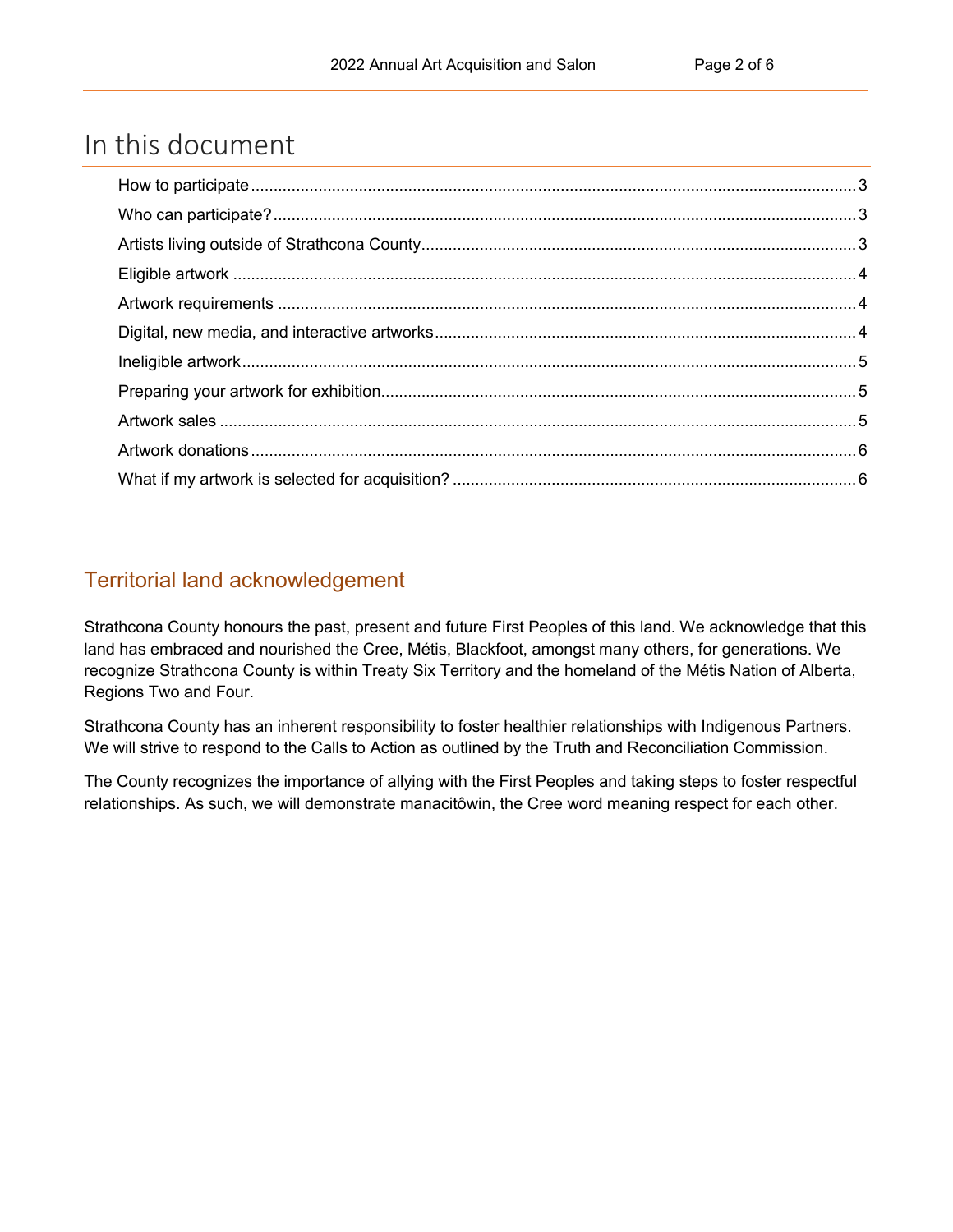# In this document

- How to participate ... 3
- Who can participate? ... 3
- Artists living outside of Strathcona County ... 3
- Eligible artwork ... 4
- Artwork requirements ... 4
- Digital, new media, and interactive artworks ... 4
- Ineligible artwork ... 5
- Preparing your artwork for exhibition ... 5
- Artwork sales ... 5
- Artwork donations ... 6
- What if my artwork is selected for acquisition? ... 6

## Territorial land acknowledgement

Strathcona County honours the past, present and future First Peoples of this land. We acknowledge that this land has embraced and nourished the Cree, Métis, Blackfoot, amongst many others, for generations. We recognize Strathcona County is within Treaty Six Territory and the homeland of the Métis Nation of Alberta, Regions Two and Four.

Strathcona County has an inherent responsibility to foster healthier relationships with Indigenous Partners. We will strive to respond to the Calls to Action as outlined by the Truth and Reconciliation Commission.

The County recognizes the importance of allying with the First Peoples and taking steps to foster respectful relationships. As such, we will demonstrate manacitôwin, the Cree word meaning respect for each other.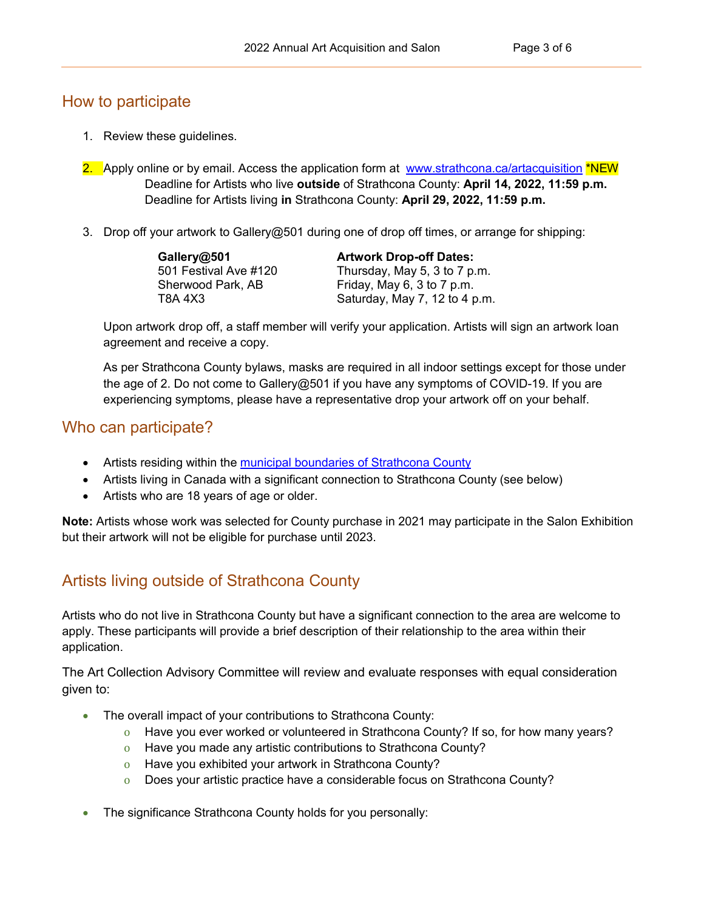## How to participate

1. Review these guidelines.

2. Apply online or by email. Access the application form at [www.strathcona.ca/artacquisition](www.strathcona.ca/artacquisition) *NEW
   Deadline for Artists who live **outside** of Strathcona County: **April 14, 2022, 11:59 p.m.**
   Deadline for Artists living **in** Strathcona County: **April 29, 2022, 11:59 p.m.**

3. Drop off your artwork to Gallery@501 during one of drop off times, or arrange for shipping:

   **Gallery@501**
   501 Festival Ave #120
   Sherwood Park, AB
   T8A 4X3

   **Artwork Drop-off Dates:**
   Thursday, May 5, 3 to 7 p.m.
   Friday, May 6, 3 to 7 p.m.
   Saturday, May 7, 12 to 4 p.m.

   Upon artwork drop off, a staff member will verify your application. Artists will sign an artwork loan agreement and receive a copy.

   As per Strathcona County bylaws, masks are required in all indoor settings except for those under the age of 2. Do not come to Gallery@501 if you have any symptoms of COVID-19. If you are experiencing symptoms, please have a representative drop your artwork off on your behalf.

## Who can participate?

- Artists residing within the municipal boundaries of Strathcona County
- Artists living in Canada with a significant connection to Strathcona County (see below)
- Artists who are 18 years of age or older.

**Note:** Artists whose work was selected for County purchase in 2021 may participate in the Salon Exhibition but their artwork will not be eligible for purchase until 2023.

## Artists living outside of Strathcona County

Artists who do not live in Strathcona County but have a significant connection to the area are welcome to apply. These participants will provide a brief description of their relationship to the area within their application.

The Art Collection Advisory Committee will review and evaluate responses with equal consideration given to:

- The overall impact of your contributions to Strathcona County:
  - Have you ever worked or volunteered in Strathcona County? If so, for how many years?
  - Have you made any artistic contributions to Strathcona County?
  - Have you exhibited your artwork in Strathcona County?
  - Does your artistic practice have a considerable focus on Strathcona County?

- The significance Strathcona County holds for you personally: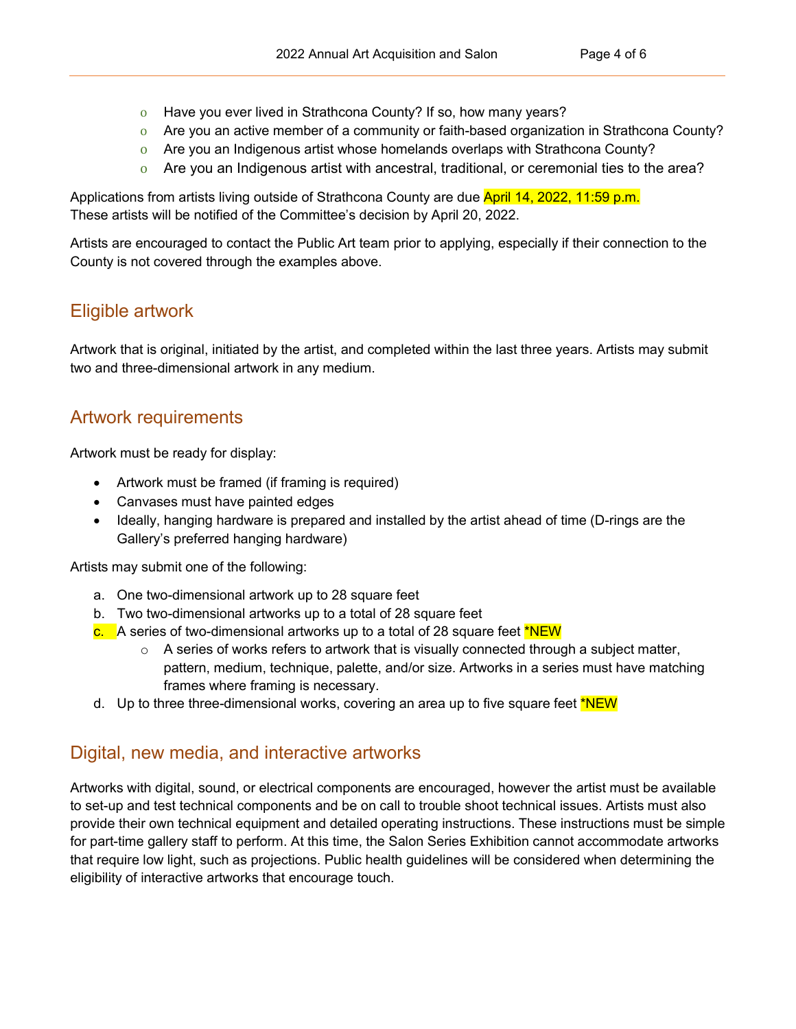- Have you ever lived in Strathcona County? If so, how many years?
- Are you an active member of a community or faith-based organization in Strathcona County?
- Are you an Indigenous artist whose homelands overlaps with Strathcona County?
- Are you an Indigenous artist with ancestral, traditional, or ceremonial ties to the area?

Applications from artists living outside of Strathcona County are due April 14, 2022, 11:59 p.m.
These artists will be notified of the Committee's decision by April 20, 2022.

Artists are encouraged to contact the Public Art team prior to applying, especially if their connection to the County is not covered through the examples above.

## Eligible artwork

Artwork that is original, initiated by the artist, and completed within the last three years. Artists may submit two and three-dimensional artwork in any medium.

## Artwork requirements

Artwork must be ready for display:

- Artwork must be framed (if framing is required)
- Canvases must have painted edges
- Ideally, hanging hardware is prepared and installed by the artist ahead of time (D-rings are the Gallery's preferred hanging hardware)

Artists may submit one of the following:

a. One two-dimensional artwork up to 28 square feet
b. Two two-dimensional artworks up to a total of 28 square feet
c. A series of two-dimensional artworks up to a total of 28 square feet *NEW
   - A series of works refers to artwork that is visually connected through a subject matter, pattern, medium, technique, palette, and/or size. Artworks in a series must have matching frames where framing is necessary.
d. Up to three three-dimensional works, covering an area up to five square feet *NEW

## Digital, new media, and interactive artworks

Artworks with digital, sound, or electrical components are encouraged, however the artist must be available to set-up and test technical components and be on call to trouble shoot technical issues. Artists must also provide their own technical equipment and detailed operating instructions. These instructions must be simple for part-time gallery staff to perform. At this time, the Salon Series Exhibition cannot accommodate artworks that require low light, such as projections. Public health guidelines will be considered when determining the eligibility of interactive artworks that encourage touch.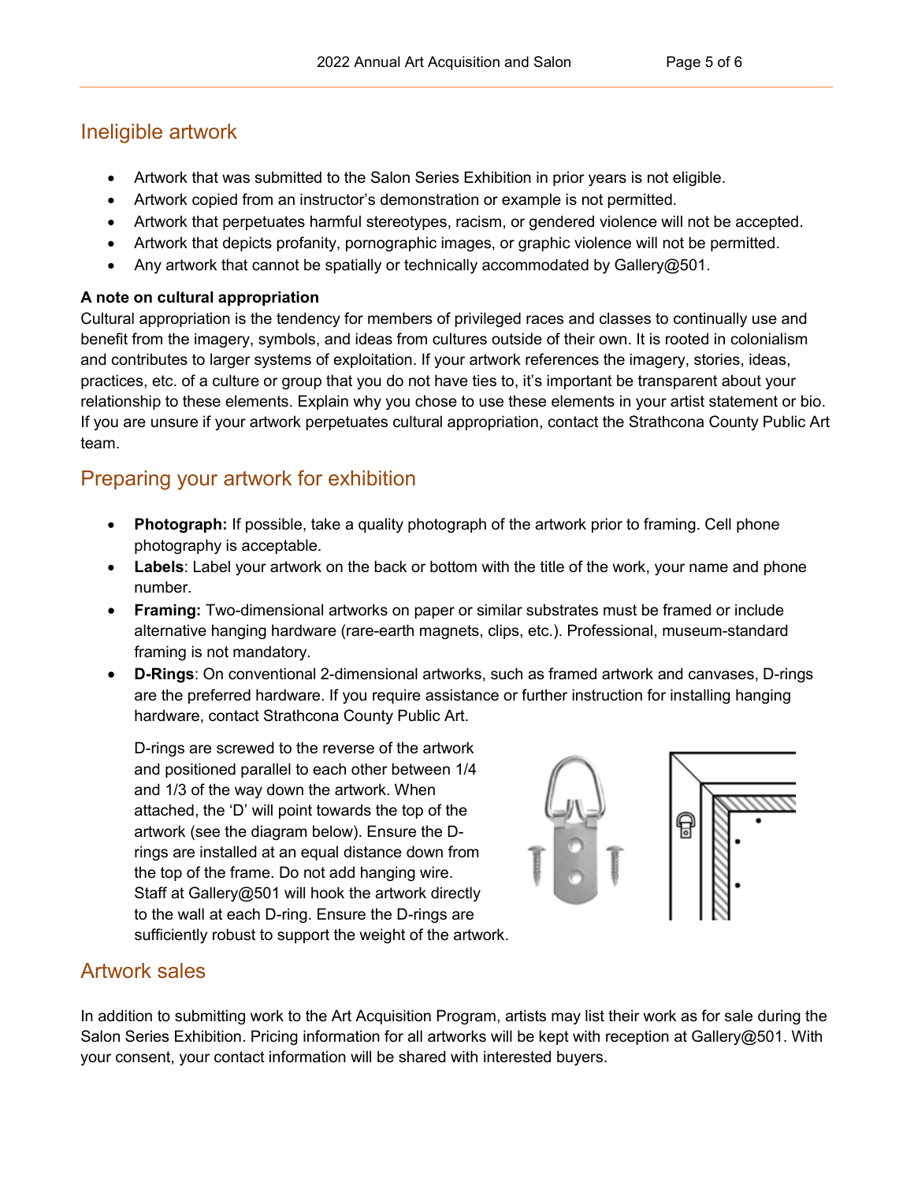## Ineligible artwork

- Artwork that was submitted to the Salon Series Exhibition in prior years is not eligible.
- Artwork copied from an instructor's demonstration or example is not permitted.
- Artwork that perpetuates harmful stereotypes, racism, or gendered violence will not be accepted.
- Artwork that depicts profanity, pornographic images, or graphic violence will not be permitted.
- Any artwork that cannot be spatially or technically accommodated by Gallery@501.

**A note on cultural appropriation**

Cultural appropriation is the tendency for members of privileged races and classes to continually use and benefit from the imagery, symbols, and ideas from cultures outside of their own. It is rooted in colonialism and contributes to larger systems of exploitation. If your artwork references the imagery, stories, ideas, practices, etc. of a culture or group that you do not have ties to, it's important be transparent about your relationship to these elements. Explain why you chose to use these elements in your artist statement or bio. If you are unsure if your artwork perpetuates cultural appropriation, contact the Strathcona County Public Art team.

## Preparing your artwork for exhibition

- **Photograph:** If possible, take a quality photograph of the artwork prior to framing. Cell phone photography is acceptable.
- **Labels**: Label your artwork on the back or bottom with the title of the work, your name and phone number.
- **Framing:** Two-dimensional artworks on paper or similar substrates must be framed or include alternative hanging hardware (rare-earth magnets, clips, etc.). Professional, museum-standard framing is not mandatory.
- **D-Rings**: On conventional 2-dimensional artworks, such as framed artwork and canvases, D-rings are the preferred hardware. If you require assistance or further instruction for installing hanging hardware, contact Strathcona County Public Art.

  D-rings are screwed to the reverse of the artwork and positioned parallel to each other between 1/4 and 1/3 of the way down the artwork. When attached, the 'D' will point towards the top of the artwork (see the diagram below). Ensure the D-rings are installed at an equal distance down from the top of the frame. Do not add hanging wire. Staff at Gallery@501 will hook the artwork directly to the wall at each D-ring. Ensure the D-rings are sufficiently robust to support the weight of the artwork.

## Artwork sales

In addition to submitting work to the Art Acquisition Program, artists may list their work as for sale during the Salon Series Exhibition. Pricing information for all artworks will be kept with reception at Gallery@501. With your consent, your contact information will be shared with interested buyers.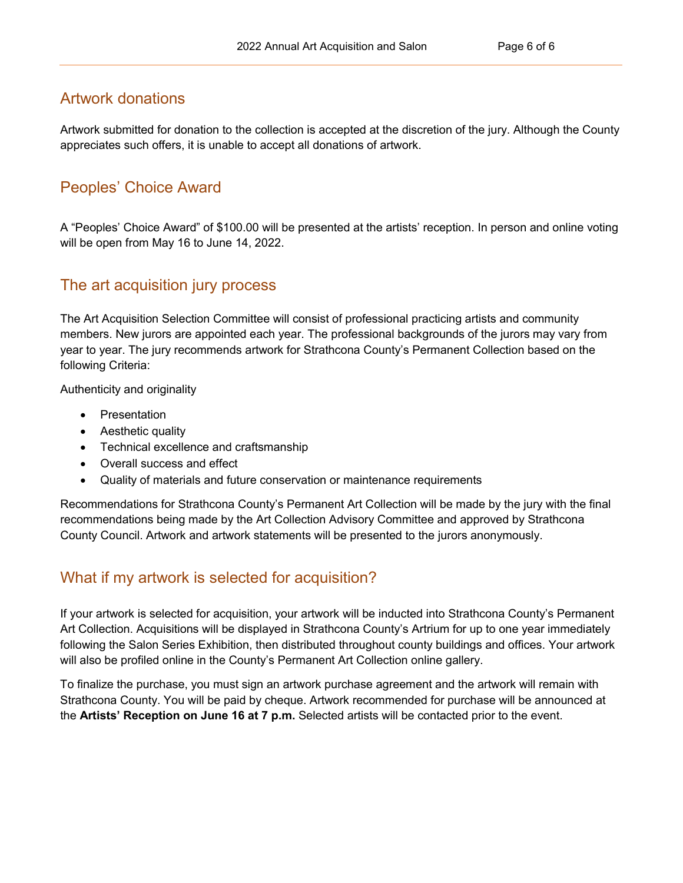## Artwork donations

Artwork submitted for donation to the collection is accepted at the discretion of the jury. Although the County appreciates such offers, it is unable to accept all donations of artwork.

## Peoples' Choice Award

A "Peoples' Choice Award" of $100.00 will be presented at the artists' reception. In person and online voting will be open from May 16 to June 14, 2022.

## The art acquisition jury process

The Art Acquisition Selection Committee will consist of professional practicing artists and community members. New jurors are appointed each year. The professional backgrounds of the jurors may vary from year to year. The jury recommends artwork for Strathcona County's Permanent Collection based on the following Criteria:

Authenticity and originality

- Presentation
- Aesthetic quality
- Technical excellence and craftsmanship
- Overall success and effect
- Quality of materials and future conservation or maintenance requirements

Recommendations for Strathcona County's Permanent Art Collection will be made by the jury with the final recommendations being made by the Art Collection Advisory Committee and approved by Strathcona County Council. Artwork and artwork statements will be presented to the jurors anonymously.

## What if my artwork is selected for acquisition?

If your artwork is selected for acquisition, your artwork will be inducted into Strathcona County's Permanent Art Collection. Acquisitions will be displayed in Strathcona County's Artrium for up to one year immediately following the Salon Series Exhibition, then distributed throughout county buildings and offices. Your artwork will also be profiled online in the County's Permanent Art Collection online gallery.

To finalize the purchase, you must sign an artwork purchase agreement and the artwork will remain with Strathcona County. You will be paid by cheque. Artwork recommended for purchase will be announced at the **Artists' Reception on June 16 at 7 p.m.** Selected artists will be contacted prior to the event.